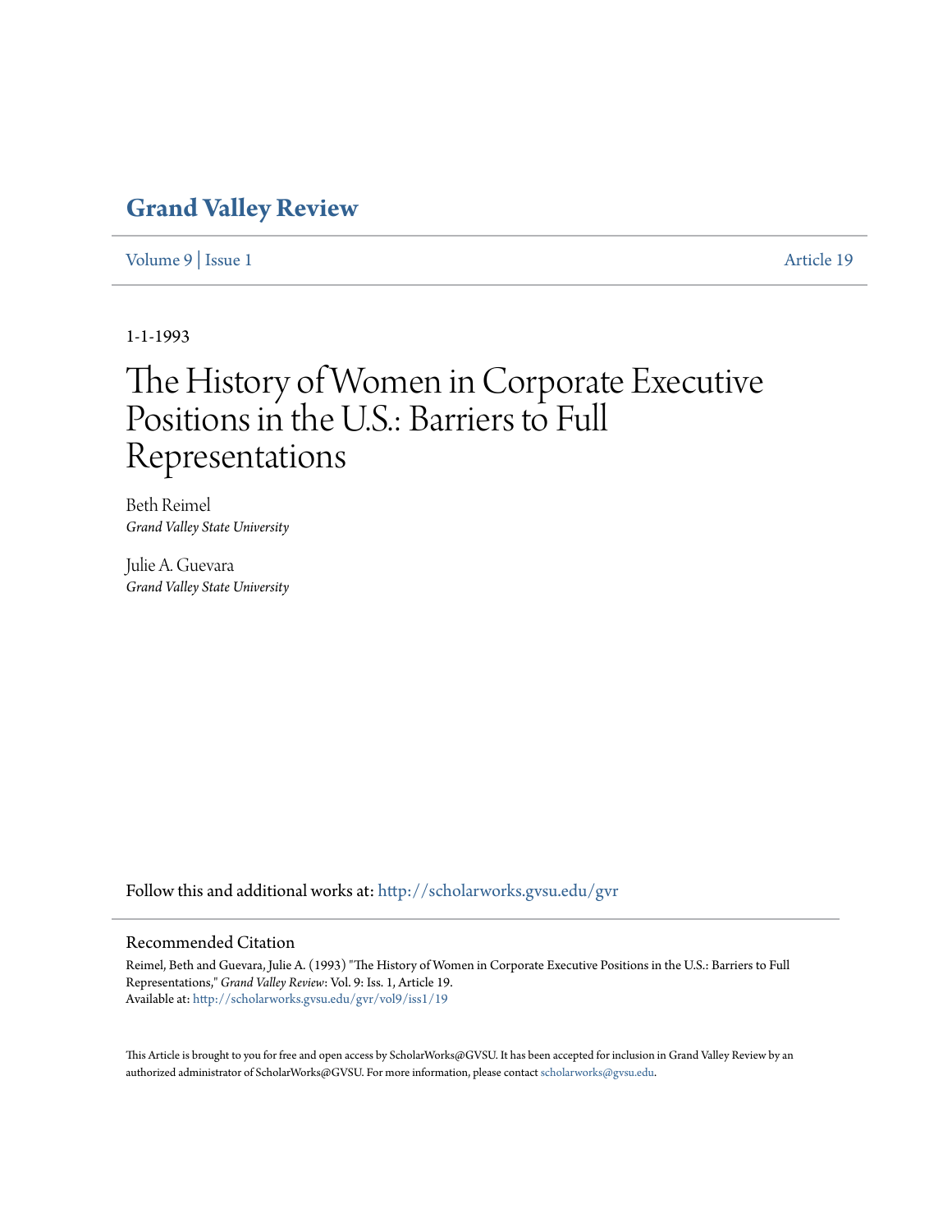# Grand Valley Review

Volume 9 | Issue 1 Article 19

1-1-1993

# The History of Women in Corporate Executive Positions in the U.S.: Barriers to Full Representations

Beth Reimel
*Grand Valley State University*

Julie A. Guevara
*Grand Valley State University*

Follow this and additional works at: http://scholarworks.gvsu.edu/gvr

## Recommended Citation

Reimel, Beth and Guevara, Julie A. (1993) "The History of Women in Corporate Executive Positions in the U.S.: Barriers to Full Representations," *Grand Valley Review*: Vol. 9: Iss. 1, Article 19.
Available at: http://scholarworks.gvsu.edu/gvr/vol9/iss1/19

This Article is brought to you for free and open access by ScholarWorks@GVSU. It has been accepted for inclusion in Grand Valley Review by an authorized administrator of ScholarWorks@GVSU. For more information, please contact scholarworks@gvsu.edu.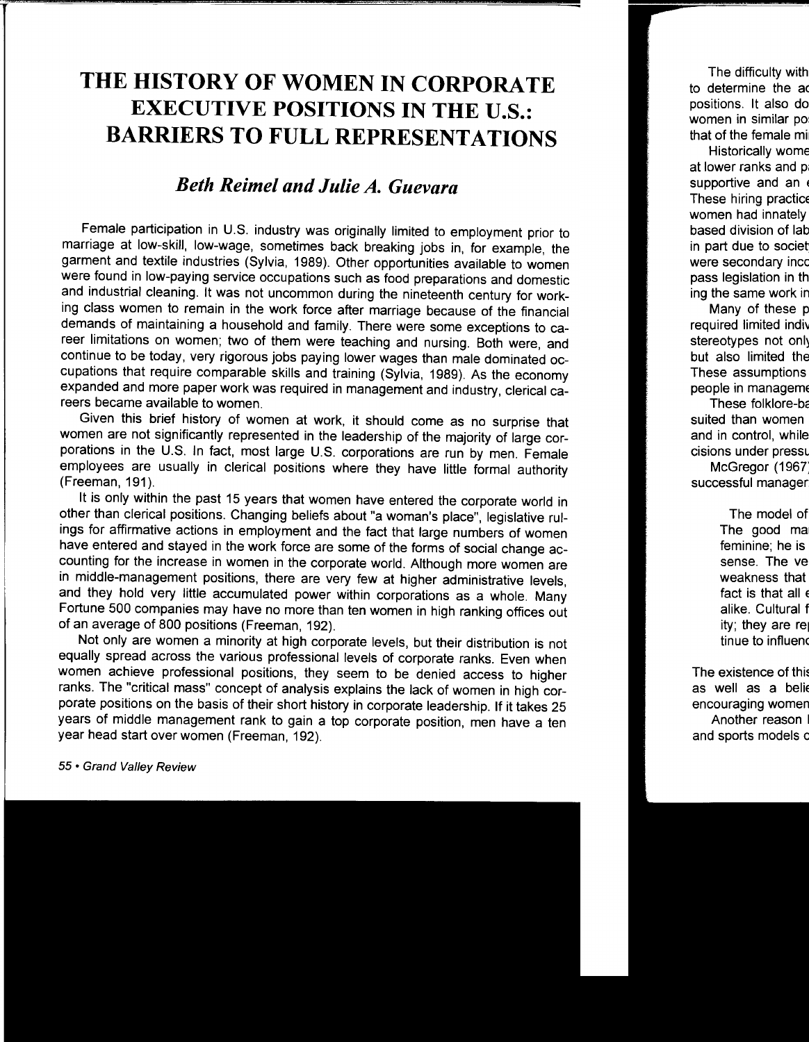# THE HISTORY OF WOMEN IN CORPORATE EXECUTIVE POSITIONS IN THE U.S.: BARRIERS TO FULL REPRESENTATIONS

## *Beth Reimel and Julie A. Guevara*

Female participation in U.S. industry was originally limited to employment prior to marriage at low-skill, low-wage, sometimes back breaking jobs in, for example, the garment and textile industries (Sylvia, 1989). Other opportunities available to women were found in low-paying service occupations such as food preparations and domestic and industrial cleaning. It was not uncommon during the nineteenth century for working class women to remain in the work force after marriage because of the financial demands of maintaining a household and family. There were some exceptions to career limitations on women; two of them were teaching and nursing. Both were, and continue to be today, very rigorous jobs paying lower wages than male dominated occupations that require comparable skills and training (Sylvia, 1989). As the economy expanded and more paper work was required in management and industry, clerical careers became available to women.

Given this brief history of women at work, it should come as no surprise that women are not significantly represented in the leadership of the majority of large corporations in the U.S. In fact, most large U.S. corporations are run by men. Female employees are usually in clerical positions where they have little formal authority (Freeman, 191).

It is only within the past 15 years that women have entered the corporate world in other than clerical positions. Changing beliefs about "a woman's place", legislative rulings for affirmative actions in employment and the fact that large numbers of women have entered and stayed in the work force are some of the forms of social change accounting for the increase in women in the corporate world. Although more women are in middle-management positions, there are very few at higher administrative levels, and they hold very little accumulated power within corporations as a whole. Many Fortune 500 companies may have no more than ten women in high ranking offices out of an average of 800 positions (Freeman, 192).

Not only are women a minority at high corporate levels, but their distribution is not equally spread across the various professional levels of corporate ranks. Even when women achieve professional positions, they seem to be denied access to higher ranks. The "critical mass" concept of analysis explains the lack of women in high corporate positions on the basis of their short history in corporate leadership. If it takes 25 years of middle management rank to gain a top corporate position, men have a ten year head start over women (Freeman, 192).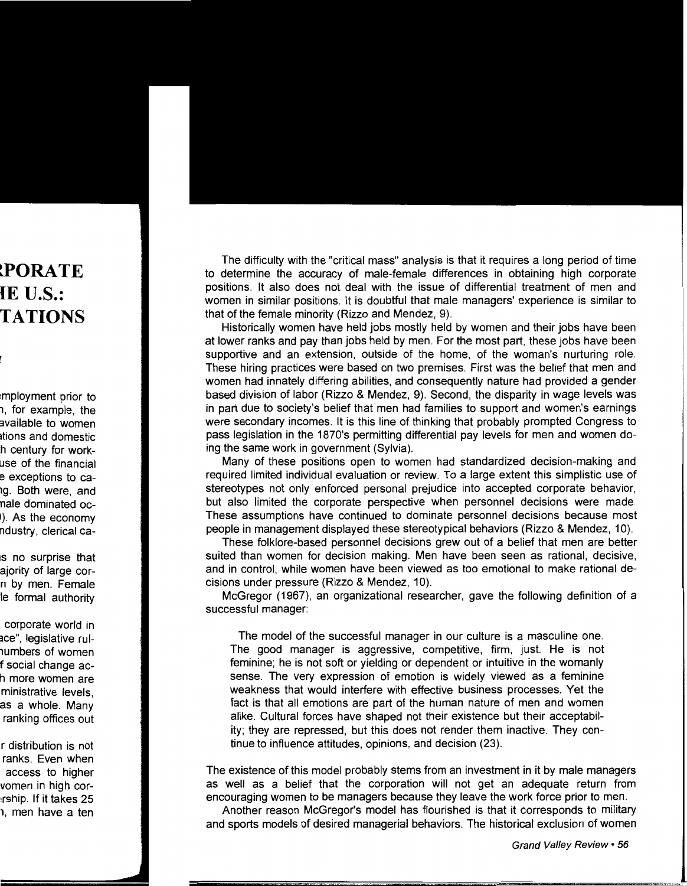The difficulty with the "critical mass" analysis is that it requires a long period of time to determine the accuracy of male-female differences in obtaining high corporate positions. It also does not deal with the issue of differential treatment of men and women in similar positions. It is doubtful that male managers' experience is similar to that of the female minority (Rizzo and Mendez, 9).

Historically women have held jobs mostly held by women and their jobs have been at lower ranks and pay than jobs held by men. For the most part, these jobs have been supportive and an extension, outside of the home, of the woman's nurturing role. These hiring practices were based on two premises. First was the belief that men and women had innately differing abilities, and consequently nature had provided a gender based division of labor (Rizzo & Mendez, 9). Second, the disparity in wage levels was in part due to society's belief that men had families to support and women's earnings were secondary incomes. It is this line of thinking that probably prompted Congress to pass legislation in the 1870's permitting differential pay levels for men and women doing the same work in government (Sylvia).

Many of these positions open to women had standardized decision-making and required limited individual evaluation or review. To a large extent this simplistic use of stereotypes not only enforced personal prejudice into accepted corporate behavior, but also limited the corporate perspective when personnel decisions were made. These assumptions have continued to dominate personnel decisions because most people in management displayed these stereotypical behaviors (Rizzo & Mendez, 10).

These folklore-based personnel decisions grew out of a belief that men are better suited than women for decision making. Men have been seen as rational, decisive, and in control, while women have been viewed as too emotional to make rational decisions under pressure (Rizzo & Mendez, 10).

McGregor (1967), an organizational researcher, gave the following definition of a successful manager:

> The model of the successful manager in our culture is a masculine one. The good manager is aggressive, competitive, firm, just. He is not feminine; he is not soft or yielding or dependent or intuitive in the womanly sense. The very expression of emotion is widely viewed as a feminine weakness that would interfere with effective business processes. Yet the fact is that all emotions are part of the human nature of men and women alike. Cultural forces have shaped not their existence but their acceptability; they are repressed, but this does not render them inactive. They continue to influence attitudes, opinions, and decision (23).

The existence of this model probably stems from an investment in it by male managers as well as a belief that the corporation will not get an adequate return from encouraging women to be managers because they leave the work force prior to men.

Another reason McGregor's model has flourished is that it corresponds to military and sports models of desired managerial behaviors. The historical exclusion of women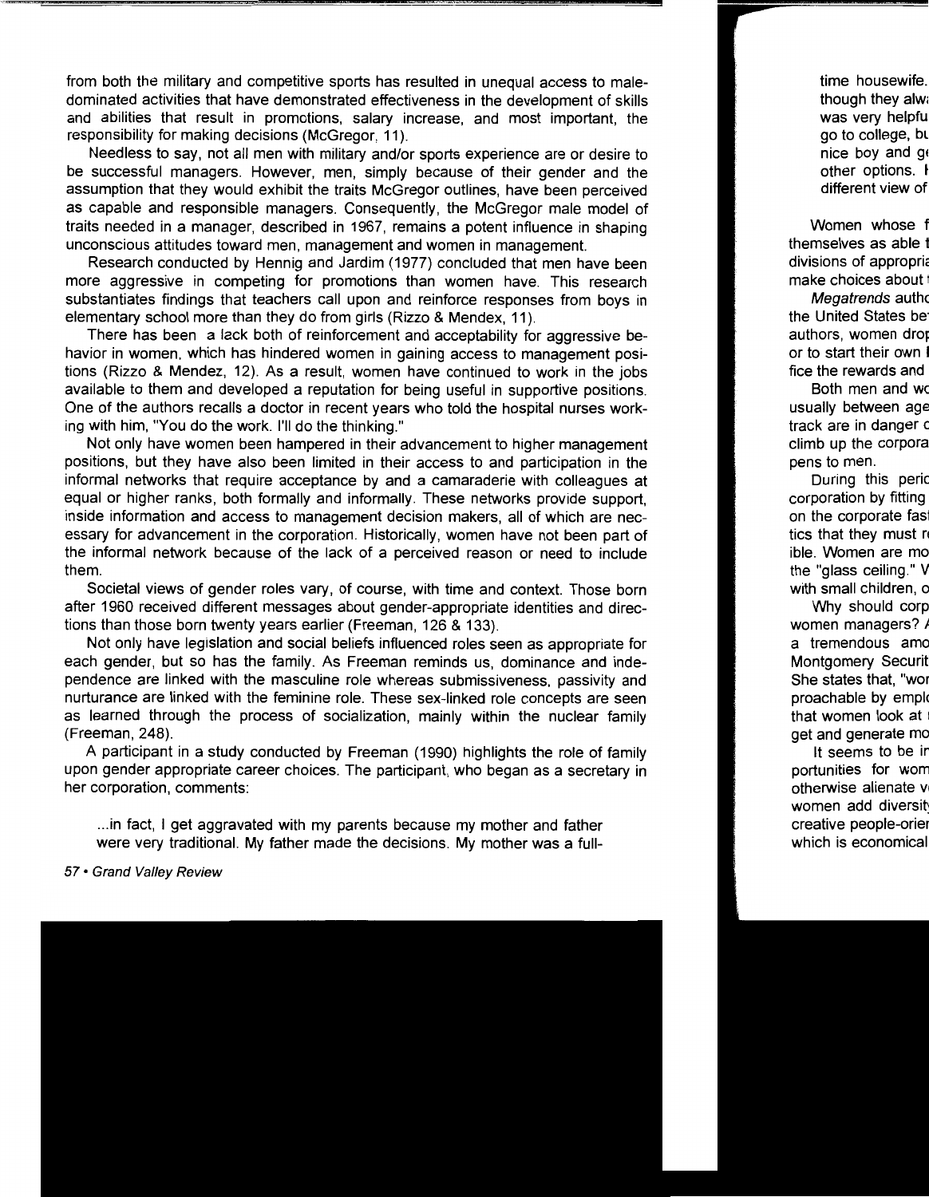from both the military and competitive sports has resulted in unequal access to male-dominated activities that have demonstrated effectiveness in the development of skills and abilities that result in promotions, salary increase, and most important, the responsibility for making decisions (McGregor, 11).

Needless to say, not all men with military and/or sports experience are or desire to be successful managers. However, men, simply because of their gender and the assumption that they would exhibit the traits McGregor outlines, have been perceived as capable and responsible managers. Consequently, the McGregor male model of traits needed in a manager, described in 1967, remains a potent influence in shaping unconscious attitudes toward men, management and women in management.

Research conducted by Hennig and Jardim (1977) concluded that men have been more aggressive in competing for promotions than women have. This research substantiates findings that teachers call upon and reinforce responses from boys in elementary school more than they do from girls (Rizzo & Mendex, 11).

There has been a lack both of reinforcement and acceptability for aggressive behavior in women, which has hindered women in gaining access to management positions (Rizzo & Mendez, 12). As a result, women have continued to work in the jobs available to them and developed a reputation for being useful in supportive positions. One of the authors recalls a doctor in recent years who told the hospital nurses working with him, "You do the work. I'll do the thinking."

Not only have women been hampered in their advancement to higher management positions, but they have also been limited in their access to and participation in the informal networks that require acceptance by and a camaraderie with colleagues at equal or higher ranks, both formally and informally. These networks provide support, inside information and access to management decision makers, all of which are necessary for advancement in the corporation. Historically, women have not been part of the informal network because of the lack of a perceived reason or need to include them.

Societal views of gender roles vary, of course, with time and context. Those born after 1960 received different messages about gender-appropriate identities and directions than those born twenty years earlier (Freeman, 126 & 133).

Not only have legislation and social beliefs influenced roles seen as appropriate for each gender, but so has the family. As Freeman reminds us, dominance and independence are linked with the masculine role whereas submissiveness, passivity and nurturance are linked with the feminine role. These sex-linked role concepts are seen as learned through the process of socialization, mainly within the nuclear family (Freeman, 248).

A participant in a study conducted by Freeman (1990) highlights the role of family upon gender appropriate career choices. The participant, who began as a secretary in her corporation, comments:

> ...in fact, I get aggravated with my parents because my mother and father were very traditional. My father made the decisions. My mother was a full-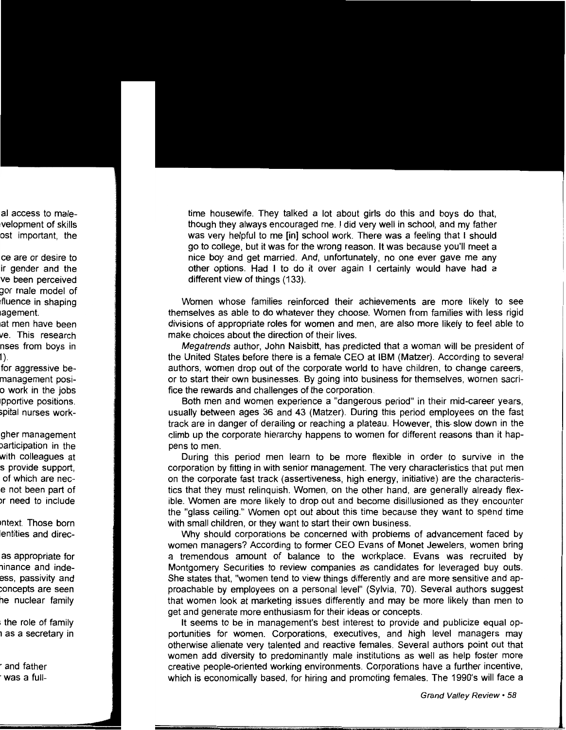time housewife. They talked a lot about girls do this and boys do that, though they always encouraged me. I did very well in school, and my father was very helpful to me [in] school work. There was a feeling that I should go to college, but it was for the wrong reason. It was because you'll meet a nice boy and get married. And, unfortunately, no one ever gave me any other options. Had I to do it over again I certainly would have had a different view of things (133).

Women whose families reinforced their achievements are more likely to see themselves as able to do whatever they choose. Women from families with less rigid divisions of appropriate roles for women and men, are also more likely to feel able to make choices about the direction of their lives.

*Megatrends* author, John Naisbitt, has predicted that a woman will be president of the United States before there is a female CEO at IBM (Matzer). According to several authors, women drop out of the corporate world to have children, to change careers, or to start their own businesses. By going into business for themselves, women sacrifice the rewards and challenges of the corporation.

Both men and women experience a "dangerous period" in their mid-career years, usually between ages 36 and 43 (Matzer). During this period employees on the fast track are in danger of derailing or reaching a plateau. However, this slow down in the climb up the corporate hierarchy happens to women for different reasons than it happens to men.

During this period men learn to be more flexible in order to survive in the corporation by fitting in with senior management. The very characteristics that put men on the corporate fast track (assertiveness, high energy, initiative) are the characteristics that they must relinquish. Women, on the other hand, are generally already flexible. Women are more likely to drop out and become disillusioned as they encounter the "glass ceiling." Women opt out about this time because they want to spend time with small children, or they want to start their own business.

Why should corporations be concerned with problems of advancement faced by women managers? According to former CEO Evans of Monet Jewelers, women bring a tremendous amount of balance to the workplace. Evans was recruited by Montgomery Securities to review companies as candidates for leveraged buy outs. She states that, "women tend to view things differently and are more sensitive and approachable by employees on a personal level" (Sylvia, 70). Several authors suggest that women look at marketing issues differently and may be more likely than men to get and generate more enthusiasm for their ideas or concepts.

It seems to be in management's best interest to provide and publicize equal opportunities for women. Corporations, executives, and high level managers may otherwise alienate very talented and reactive females. Several authors point out that women add diversity to predominantly male institutions as well as help foster more creative people-oriented working environments. Corporations have a further incentive, which is economically based, for hiring and promoting females. The 1990's will face a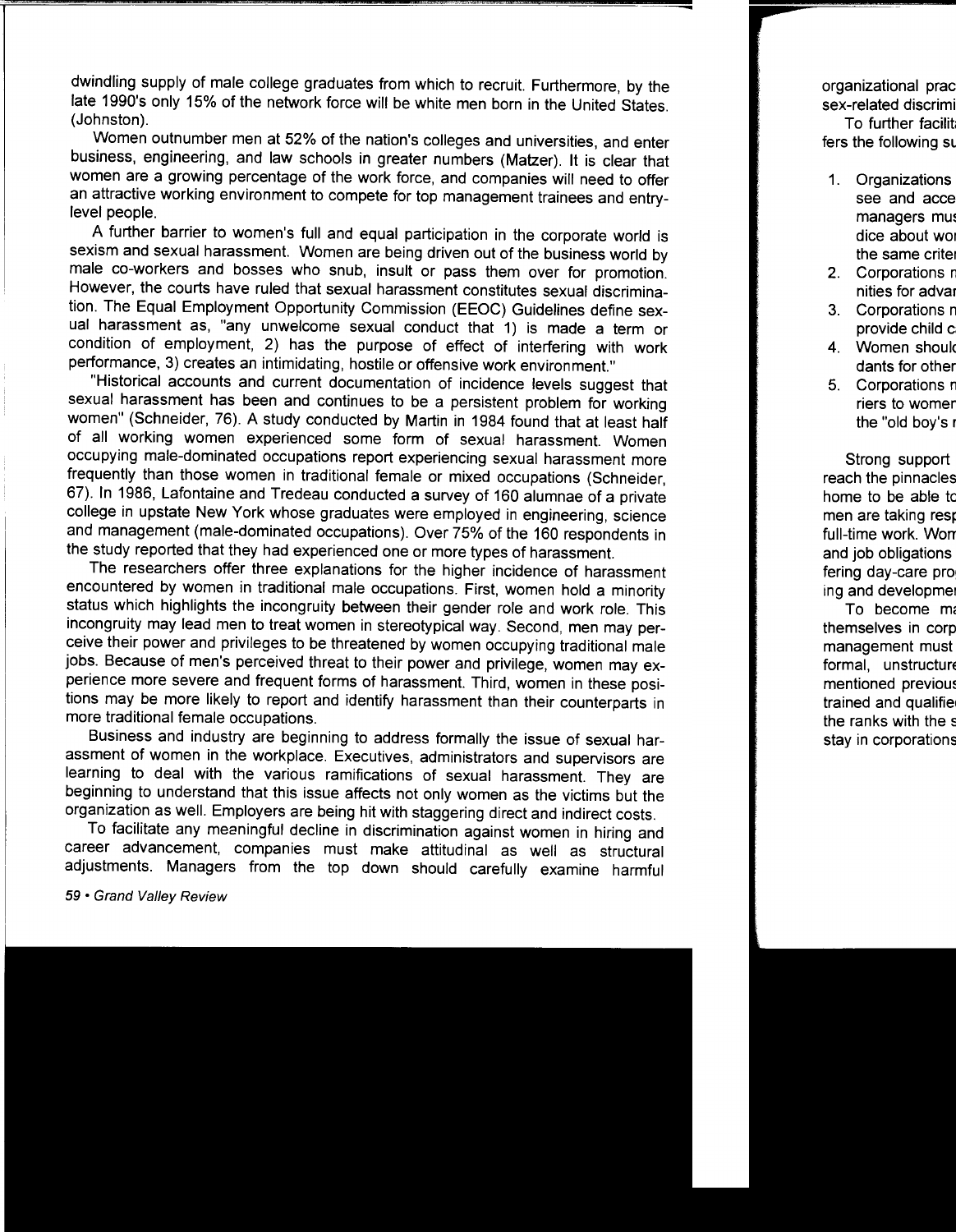dwindling supply of male college graduates from which to recruit. Furthermore, by the late 1990's only 15% of the network force will be white men born in the United States. (Johnston).

Women outnumber men at 52% of the nation's colleges and universities, and enter business, engineering, and law schools in greater numbers (Matzer). It is clear that women are a growing percentage of the work force, and companies will need to offer an attractive working environment to compete for top management trainees and entry-level people.

A further barrier to women's full and equal participation in the corporate world is sexism and sexual harassment. Women are being driven out of the business world by male co-workers and bosses who snub, insult or pass them over for promotion. However, the courts have ruled that sexual harassment constitutes sexual discrimination. The Equal Employment Opportunity Commission (EEOC) Guidelines define sexual harassment as, "any unwelcome sexual conduct that 1) is made a term or condition of employment, 2) has the purpose of effect of interfering with work performance, 3) creates an intimidating, hostile or offensive work environment."

"Historical accounts and current documentation of incidence levels suggest that sexual harassment has been and continues to be a persistent problem for working women" (Schneider, 76). A study conducted by Martin in 1984 found that at least half of all working women experienced some form of sexual harassment. Women occupying male-dominated occupations report experiencing sexual harassment more frequently than those women in traditional female or mixed occupations (Schneider, 67). In 1986, Lafontaine and Tredeau conducted a survey of 160 alumnae of a private college in upstate New York whose graduates were employed in engineering, science and management (male-dominated occupations). Over 75% of the 160 respondents in the study reported that they had experienced one or more types of harassment.

The researchers offer three explanations for the higher incidence of harassment encountered by women in traditional male occupations. First, women hold a minority status which highlights the incongruity between their gender role and work role. This incongruity may lead men to treat women in stereotypical way. Second, men may perceive their power and privileges to be threatened by women occupying traditional male jobs. Because of men's perceived threat to their power and privilege, women may experience more severe and frequent forms of harassment. Third, women in these positions may be more likely to report and identify harassment than their counterparts in more traditional female occupations.

Business and industry are beginning to address formally the issue of sexual harassment of women in the workplace. Executives, administrators and supervisors are learning to deal with the various ramifications of sexual harassment. They are beginning to understand that this issue affects not only women as the victims but the organization as well. Employers are being hit with staggering direct and indirect costs.

To facilitate any meaningful decline in discrimination against women in hiring and career advancement, companies must make attitudinal as well as structural adjustments. Managers from the top down should carefully examine harmful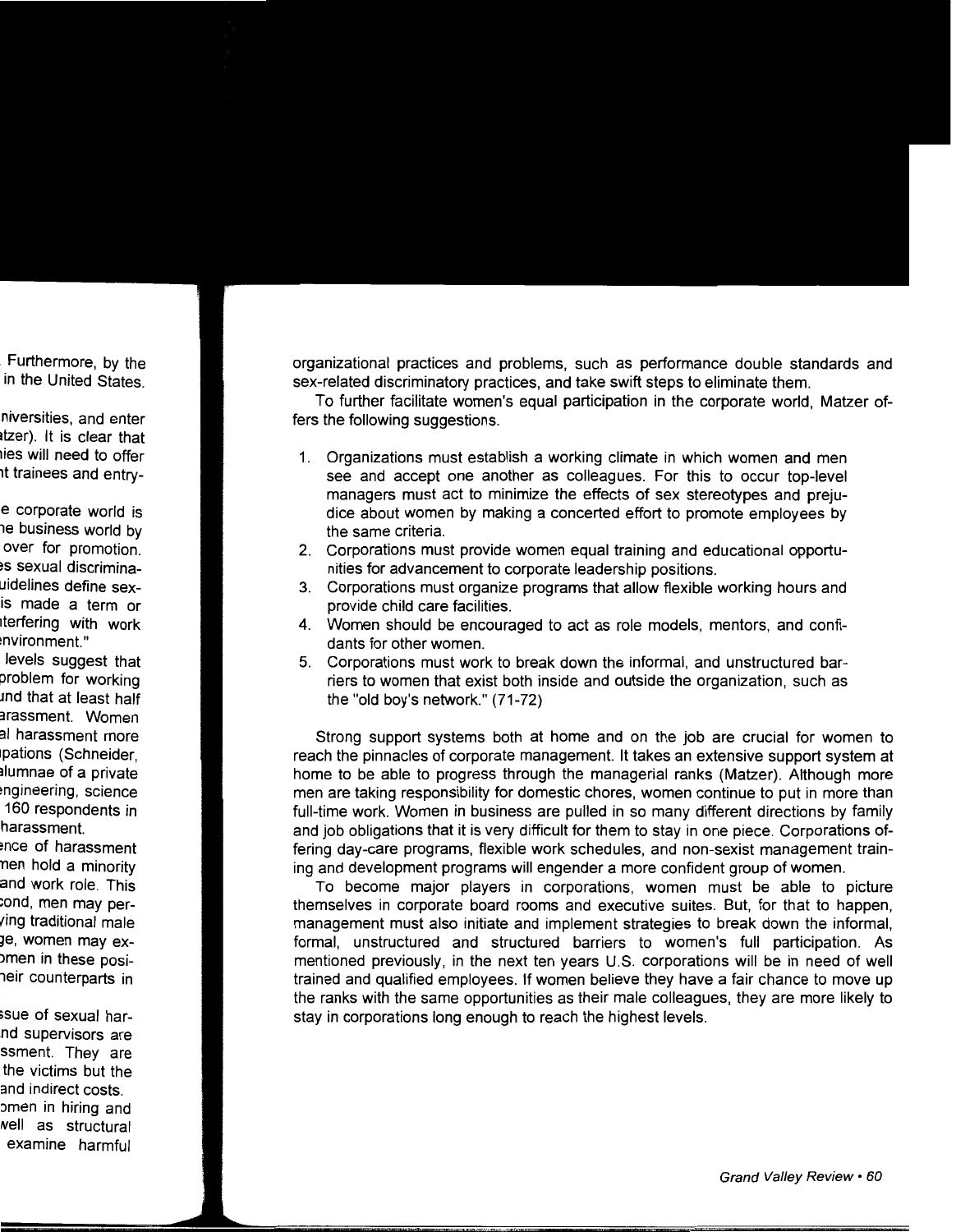organizational practices and problems, such as performance double standards and sex-related discriminatory practices, and take swift steps to eliminate them.

To further facilitate women's equal participation in the corporate world, Matzer offers the following suggestions.

1. Organizations must establish a working climate in which women and men see and accept one another as colleagues. For this to occur top-level managers must act to minimize the effects of sex stereotypes and prejudice about women by making a concerted effort to promote employees by the same criteria.
2. Corporations must provide women equal training and educational opportunities for advancement to corporate leadership positions.
3. Corporations must organize programs that allow flexible working hours and provide child care facilities.
4. Women should be encouraged to act as role models, mentors, and confidants for other women.
5. Corporations must work to break down the informal, and unstructured barriers to women that exist both inside and outside the organization, such as the "old boy's network." (71-72)

Strong support systems both at home and on the job are crucial for women to reach the pinnacles of corporate management. It takes an extensive support system at home to be able to progress through the managerial ranks (Matzer). Although more men are taking responsibility for domestic chores, women continue to put in more than full-time work. Women in business are pulled in so many different directions by family and job obligations that it is very difficult for them to stay in one piece. Corporations offering day-care programs, flexible work schedules, and non-sexist management training and development programs will engender a more confident group of women.

To become major players in corporations, women must be able to picture themselves in corporate board rooms and executive suites. But, for that to happen, management must also initiate and implement strategies to break down the informal, formal, unstructured and structured barriers to women's full participation. As mentioned previously, in the next ten years U.S. corporations will be in need of well trained and qualified employees. If women believe they have a fair chance to move up the ranks with the same opportunities as their male colleagues, they are more likely to stay in corporations long enough to reach the highest levels.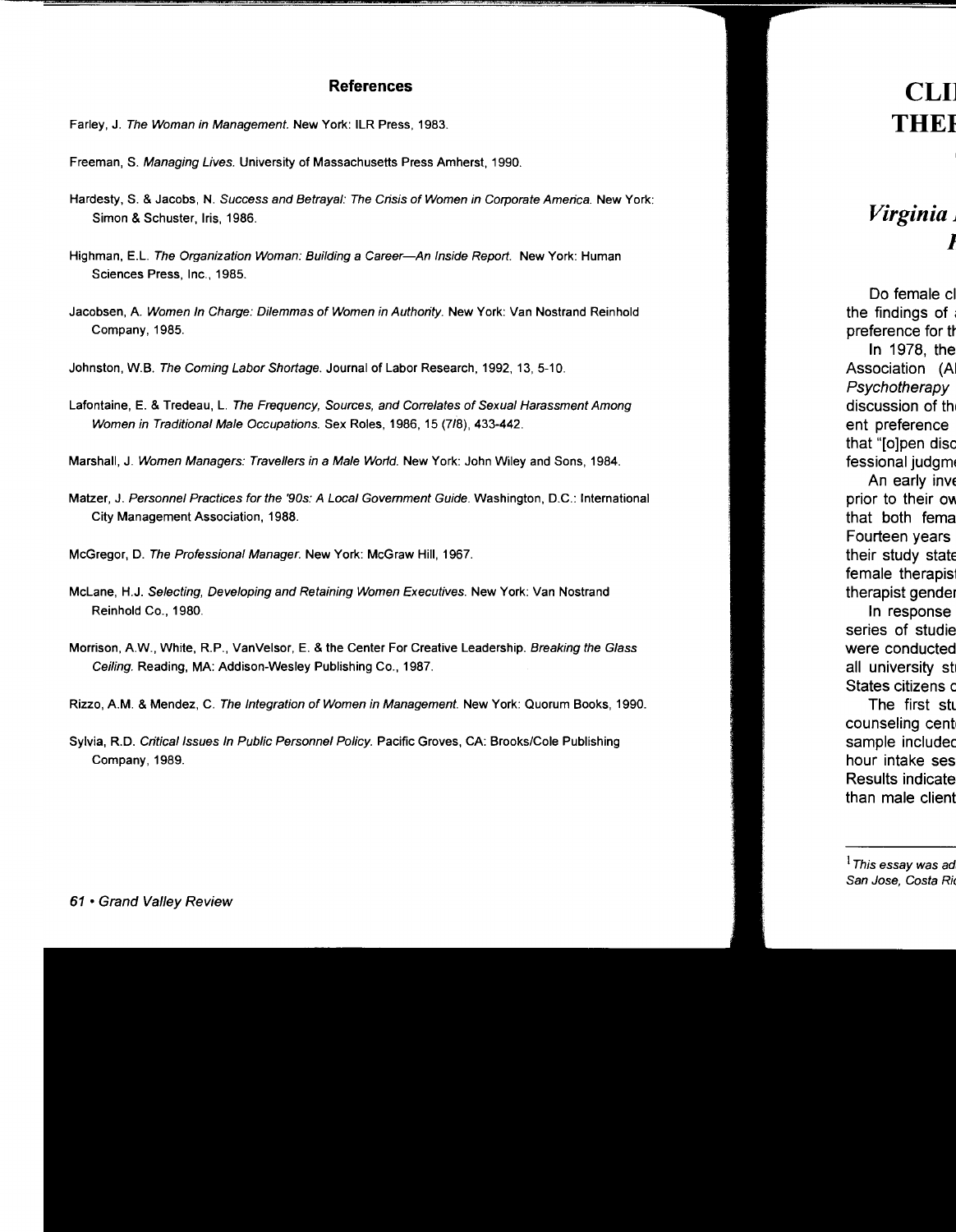## References

Farley, J. *The Woman in Management.* New York: ILR Press, 1983.

Freeman, S. *Managing Lives.* University of Massachusetts Press Amherst, 1990.

Hardesty, S. & Jacobs, N. *Success and Betrayal: The Crisis of Women in Corporate America.* New York: Simon & Schuster, Iris, 1986.

Highman, E.L. *The Organization Woman: Building a Career—An Inside Report.* New York: Human Sciences Press, Inc., 1985.

Jacobsen, A. *Women In Charge: Dilemmas of Women in Authority.* New York: Van Nostrand Reinhold Company, 1985.

Johnston, W.B. *The Coming Labor Shortage.* Journal of Labor Research, 1992, 13, 5-10.

Lafontaine, E. & Tredeau, L. *The Frequency, Sources, and Correlates of Sexual Harassment Among Women in Traditional Male Occupations.* Sex Roles, 1986, 15 (7/8), 433-442.

Marshall, J. *Women Managers: Travellers in a Male World.* New York: John Wiley and Sons, 1984.

Matzer, J. *Personnel Practices for the '90s: A Local Government Guide.* Washington, D.C.: International City Management Association, 1988.

McGregor, D. *The Professional Manager.* New York: McGraw Hill, 1967.

McLane, H.J. *Selecting, Developing and Retaining Women Executives.* New York: Van Nostrand Reinhold Co., 1980.

Morrison, A.W., White, R.P., VanVelsor, E. & the Center For Creative Leadership. *Breaking the Glass Ceiling.* Reading, MA: Addison-Wesley Publishing Co., 1987.

Rizzo, A.M. & Mendez, C. *The Integration of Women in Management.* New York: Quorum Books, 1990.

Sylvia, R.D. *Critical Issues In Public Personnel Policy.* Pacific Groves, CA: Brooks/Cole Publishing Company, 1989.